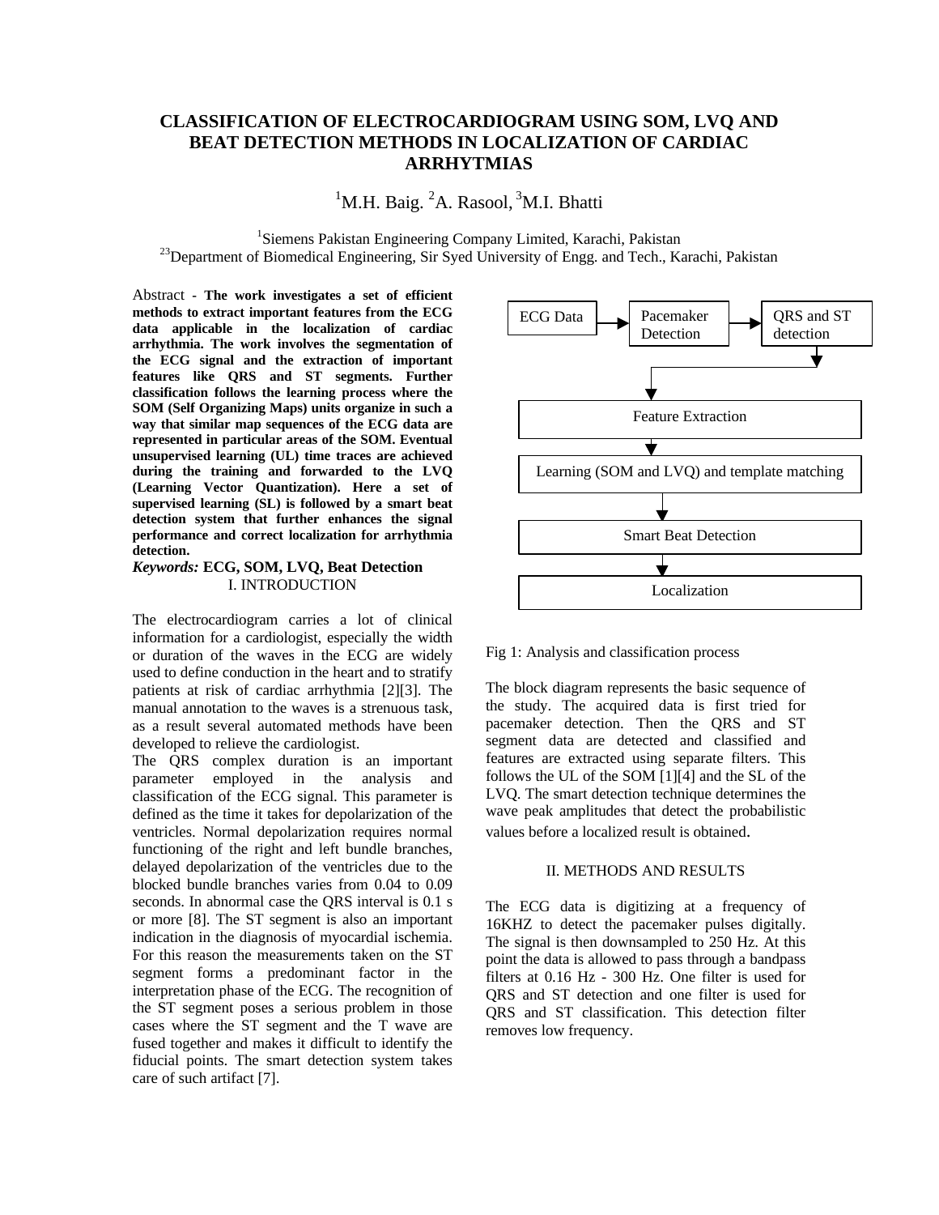# CLASSIFICATION OF ELECTROCARDIOGRAM USING SOM, LVQ AND BEAT DETECTION METHODS IN LOCALIZATION OF CARDIAC ARRHYTMIAS

[1]M.H. Baig. [2]A. Rasool, [3]M.I. Bhatti

[1]Siemens Pakistan Engineering Company Limited, Karachi, Pakistan
[23]Department of Biomedical Engineering, Sir Syed University of Engg. and Tech., Karachi, Pakistan

Abstract - **The work investigates a set of efficient methods to extract important features from the ECG data applicable in the localization of cardiac arrhythmia. The work involves the segmentation of the ECG signal and the extraction of important features like QRS and ST segments. Further classification follows the learning process where the SOM (Self Organizing Maps) units organize in such a way that similar map sequences of the ECG data are represented in particular areas of the SOM. Eventual unsupervised learning (UL) time traces are achieved during the training and forwarded to the LVQ (Learning Vector Quantization). Here a set of supervised learning (SL) is followed by a smart beat detection system that further enhances the signal performance and correct localization for arrhythmia detection.**

***Keywords:*** **ECG, SOM, LVQ, Beat Detection**

## I. INTRODUCTION

The electrocardiogram carries a lot of clinical information for a cardiologist, especially the width or duration of the waves in the ECG are widely used to define conduction in the heart and to stratify patients at risk of cardiac arrhythmia [2][3]. The manual annotation to the waves is a strenuous task, as a result several automated methods have been developed to relieve the cardiologist.

The QRS complex duration is an important parameter employed in the analysis and classification of the ECG signal. This parameter is defined as the time it takes for depolarization of the ventricles. Normal depolarization requires normal functioning of the right and left bundle branches, delayed depolarization of the ventricles due to the blocked bundle branches varies from 0.04 to 0.09 seconds. In abnormal case the QRS interval is 0.1 s or more [8]. The ST segment is also an important indication in the diagnosis of myocardial ischemia. For this reason the measurements taken on the ST segment forms a predominant factor in the interpretation phase of the ECG. The recognition of the ST segment poses a serious problem in those cases where the ST segment and the T wave are fused together and makes it difficult to identify the fiducial points. The smart detection system takes care of such artifact [7].

ECG Data → Pacemaker Detection → QRS and ST detection → Feature Extraction → Learning (SOM and LVQ) and template matching → Smart Beat Detection → Localization

Fig 1: Analysis and classification process

The block diagram represents the basic sequence of the study. The acquired data is first tried for pacemaker detection. Then the QRS and ST segment data are detected and classified and features are extracted using separate filters. This follows the UL of the SOM [1][4] and the SL of the LVQ. The smart detection technique determines the wave peak amplitudes that detect the probabilistic values before a localized result is obtained.

## II. METHODS AND RESULTS

The ECG data is digitizing at a frequency of 16KHZ to detect the pacemaker pulses digitally. The signal is then downsampled to 250 Hz. At this point the data is allowed to pass through a bandpass filters at 0.16 Hz - 300 Hz. One filter is used for QRS and ST detection and one filter is used for QRS and ST classification. This detection filter removes low frequency.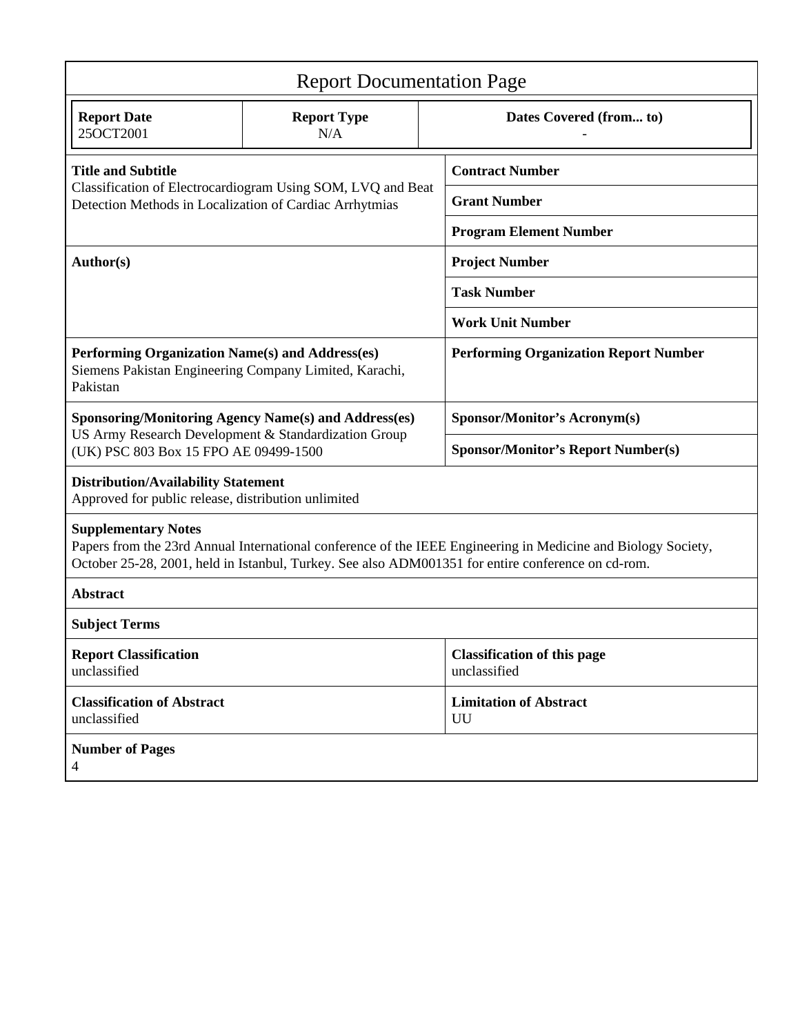# Report Documentation Page

| Report Date | Report Type | Dates Covered (from... to) |
|---|---|---|
| 25OCT2001 | N/A | - |

| | |
|---|---|
| **Title and Subtitle**<br>Classification of Electrocardiogram Using SOM, LVQ and Beat Detection Methods in Localization of Cardiac Arrhytmias | **Contract Number** |
| | **Grant Number** |
| | **Program Element Number** |
| **Author(s)** | **Project Number** |
| | **Task Number** |
| | **Work Unit Number** |
| **Performing Organization Name(s) and Address(es)**<br>Siemens Pakistan Engineering Company Limited, Karachi, Pakistan | **Performing Organization Report Number** |
| **Sponsoring/Monitoring Agency Name(s) and Address(es)**<br>US Army Research Development & Standardization Group (UK) PSC 803 Box 15 FPO AE 09499-1500 | **Sponsor/Monitor's Acronym(s)** |
| | **Sponsor/Monitor's Report Number(s)** |

**Distribution/Availability Statement**
Approved for public release, distribution unlimited

**Supplementary Notes**
Papers from the 23rd Annual International conference of the IEEE Engineering in Medicine and Biology Society, October 25-28, 2001, held in Istanbul, Turkey. See also ADM001351 for entire conference on cd-rom.

**Abstract**

**Subject Terms**

| | |
|---|---|
| **Report Classification**<br>unclassified | **Classification of this page**<br>unclassified |
| **Classification of Abstract**<br>unclassified | **Limitation of Abstract**<br>UU |

**Number of Pages**
4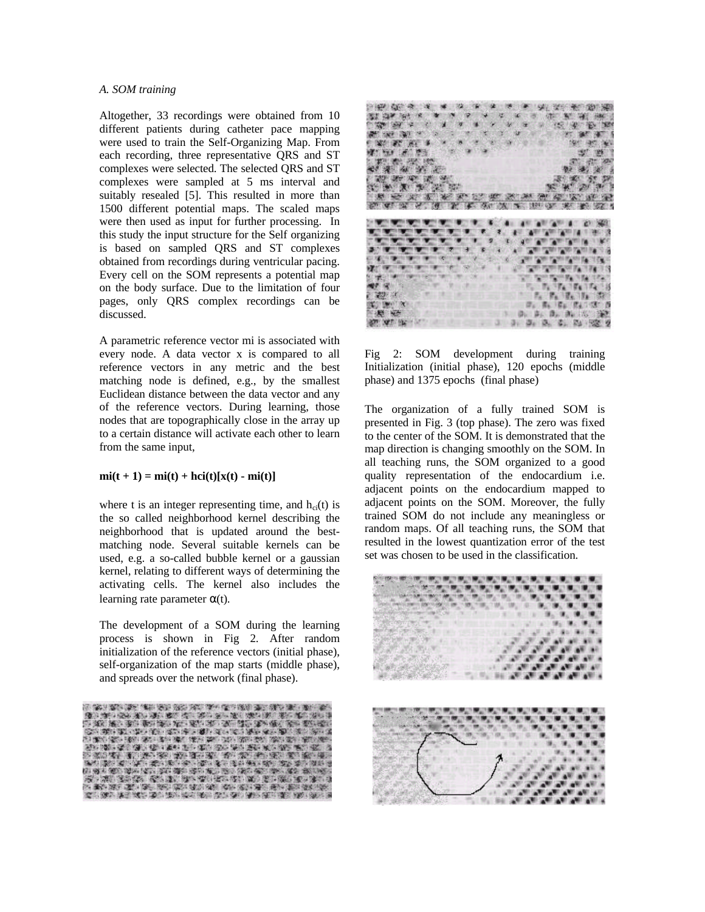*A. SOM training*

Altogether, 33 recordings were obtained from 10 different patients during catheter pace mapping were used to train the Self-Organizing Map. From each recording, three representative QRS and ST complexes were selected. The selected QRS and ST complexes were sampled at 5 ms interval and suitably resealed [5]. This resulted in more than 1500 different potential maps. The scaled maps were then used as input for further processing. In this study the input structure for the Self organizing is based on sampled QRS and ST complexes obtained from recordings during ventricular pacing. Every cell on the SOM represents a potential map on the body surface. Due to the limitation of four pages, only QRS complex recordings can be discussed.

A parametric reference vector mi is associated with every node. A data vector x is compared to all reference vectors in any metric and the best matching node is defined, e.g., by the smallest Euclidean distance between the data vector and any of the reference vectors. During learning, those nodes that are topographically close in the array up to a certain distance will activate each other to learn from the same input,

$$m_i(t + 1) = m_i(t) + h_{ci}(t)[x(t) - m_i(t)]$$

where t is an integer representing time, and $h_{ci}(t)$ is the so called neighborhood kernel describing the neighborhood that is updated around the best-matching node. Several suitable kernels can be used, e.g. a so-called bubble kernel or a gaussian kernel, relating to different ways of determining the activating cells. The kernel also includes the learning rate parameter $\alpha(t)$.

The development of a SOM during the learning process is shown in Fig 2. After random initialization of the reference vectors (initial phase), self-organization of the map starts (middle phase), and spreads over the network (final phase).

Fig 2: SOM development during training Initialization (initial phase), 120 epochs (middle phase) and 1375 epochs (final phase)

The organization of a fully trained SOM is presented in Fig. 3 (top phase). The zero was fixed to the center of the SOM. It is demonstrated that the map direction is changing smoothly on the SOM. In all teaching runs, the SOM organized to a good quality representation of the endocardium i.e. adjacent points on the endocardium mapped to adjacent points on the SOM. Moreover, the fully trained SOM do not include any meaningless or random maps. Of all teaching runs, the SOM that resulted in the lowest quantization error of the test set was chosen to be used in the classification.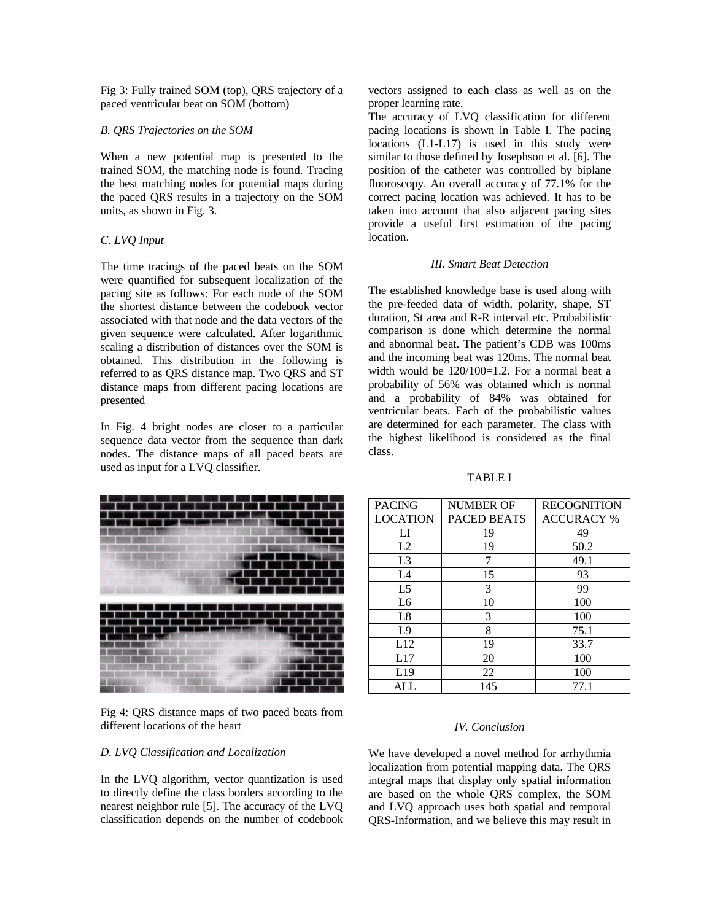Fig 3: Fully trained SOM (top), QRS trajectory of a paced ventricular beat on SOM (bottom)

*B. QRS Trajectories on the SOM*

When a new potential map is presented to the trained SOM, the matching node is found. Tracing the best matching nodes for potential maps during the paced QRS results in a trajectory on the SOM units, as shown in Fig. 3.

*C. LVQ Input*

The time tracings of the paced beats on the SOM were quantified for subsequent localization of the pacing site as follows: For each node of the SOM the shortest distance between the codebook vector associated with that node and the data vectors of the given sequence were calculated. After logarithmic scaling a distribution of distances over the SOM is obtained. This distribution in the following is referred to as QRS distance map. Two QRS and ST distance maps from different pacing locations are presented

In Fig. 4 bright nodes are closer to a particular sequence data vector from the sequence than dark nodes. The distance maps of all paced beats are used as input for a LVQ classifier.

Fig 4: QRS distance maps of two paced beats from different locations of the heart

*D. LVQ Classification and Localization*

In the LVQ algorithm, vector quantization is used to directly define the class borders according to the nearest neighbor rule [5]. The accuracy of the LVQ classification depends on the number of codebook vectors assigned to each class as well as on the proper learning rate.

The accuracy of LVQ classification for different pacing locations is shown in Table I. The pacing locations (L1-L17) is used in this study were similar to those defined by Josephson et al. [6]. The position of the catheter was controlled by biplane fluoroscopy. An overall accuracy of 77.1% for the correct pacing location was achieved. It has to be taken into account that also adjacent pacing sites provide a useful first estimation of the pacing location.

*III. Smart Beat Detection*

The established knowledge base is used along with the pre-feeded data of width, polarity, shape, ST duration, St area and R-R interval etc. Probabilistic comparison is done which determine the normal and abnormal beat. The patient's CDB was 100ms and the incoming beat was 120ms. The normal beat width would be 120/100=1.2. For a normal beat a probability of 56% was obtained which is normal and a probability of 84% was obtained for ventricular beats. Each of the probabilistic values are determined for each parameter. The class with the highest likelihood is considered as the final class.

TABLE I

| PACING LOCATION | NUMBER OF PACED BEATS | RECOGNITION ACCURACY % |
|---|---|---|
| LI | 19 | 49 |
| L2 | 19 | 50.2 |
| L3 | 7 | 49.1 |
| L4 | 15 | 93 |
| L5 | 3 | 99 |
| L6 | 10 | 100 |
| L8 | 3 | 100 |
| L9 | 8 | 75.1 |
| L12 | 19 | 33.7 |
| L17 | 20 | 100 |
| L19 | 22 | 100 |
| ALL | 145 | 77.1 |

*IV. Conclusion*

We have developed a novel method for arrhythmia localization from potential mapping data. The QRS integral maps that display only spatial information are based on the whole QRS complex, the SOM and LVQ approach uses both spatial and temporal QRS-Information, and we believe this may result in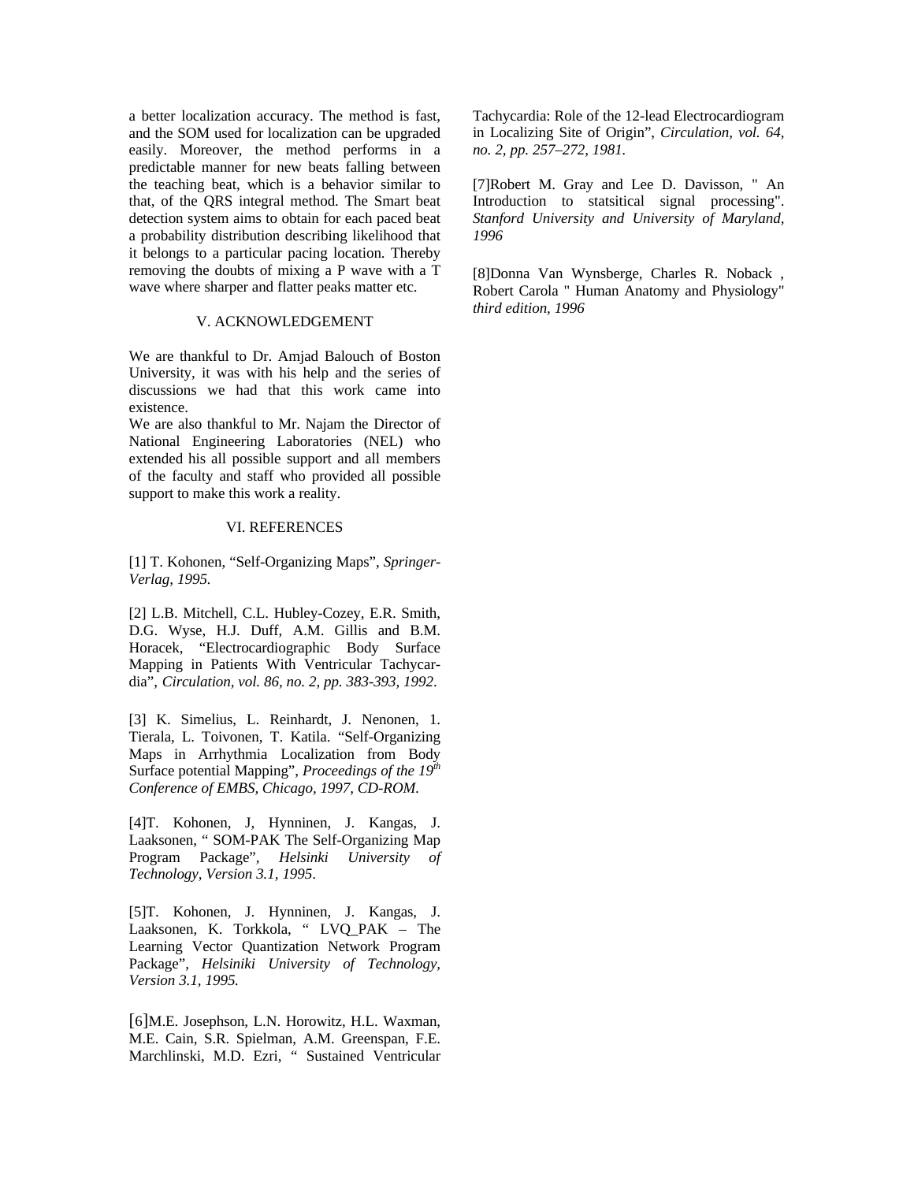a better localization accuracy. The method is fast, and the SOM used for localization can be upgraded easily. Moreover, the method performs in a predictable manner for new beats falling between the teaching beat, which is a behavior similar to that, of the QRS integral method. The Smart beat detection system aims to obtain for each paced beat a probability distribution describing likelihood that it belongs to a particular pacing location. Thereby removing the doubts of mixing a P wave with a T wave where sharper and flatter peaks matter etc.

## V. ACKNOWLEDGEMENT

We are thankful to Dr. Amjad Balouch of Boston University, it was with his help and the series of discussions we had that this work came into existence.

We are also thankful to Mr. Najam the Director of National Engineering Laboratories (NEL) who extended his all possible support and all members of the faculty and staff who provided all possible support to make this work a reality.

## VI. REFERENCES

[1] T. Kohonen, “Self-Organizing Maps”, *Springer-Verlag, 1995.*

[2] L.B. Mitchell, C.L. Hubley-Cozey, E.R. Smith, D.G. Wyse, H.J. Duff, A.M. Gillis and B.M. Horacek, “Electrocardiographic Body Surface Mapping in Patients With Ventricular Tachycardia”, *Circulation, vol. 86, no. 2, pp. 383-393, 1992*.

[3] K. Simelius, L. Reinhardt, J. Nenonen, 1. Tierala, L. Toivonen, T. Katila. “Self-Organizing Maps in Arrhythmia Localization from Body Surface potential Mapping”, *Proceedings of the 19th Conference of EMBS, Chicago, 1997, CD-ROM.*

[4]T. Kohonen, J, Hynninen, J. Kangas, J. Laaksonen, “ SOM-PAK The Self-Organizing Map Program Package”, *Helsinki University of Technology, Version 3.1, 1995*.

[5]T. Kohonen, J. Hynninen, J. Kangas, J. Laaksonen, K. Torkkola, “ LVQ_PAK – The Learning Vector Quantization Network Program Package”, *Helsiniki University of Technology, Version 3.1, 1995.*

[6]M.E. Josephson, L.N. Horowitz, H.L. Waxman, M.E. Cain, S.R. Spielman, A.M. Greenspan, F.E. Marchlinski, M.D. Ezri, “ Sustained Ventricular Tachycardia: Role of the 12-lead Electrocardiogram in Localizing Site of Origin”, *Circulation, vol. 64, no. 2, pp. 257–272, 1981.*

[7]Robert M. Gray and Lee D. Davisson, " An Introduction to statsitical signal processing". *Stanford University and University of Maryland, 1996*

[8]Donna Van Wynsberge, Charles R. Noback , Robert Carola " Human Anatomy and Physiology" *third edition, 1996*